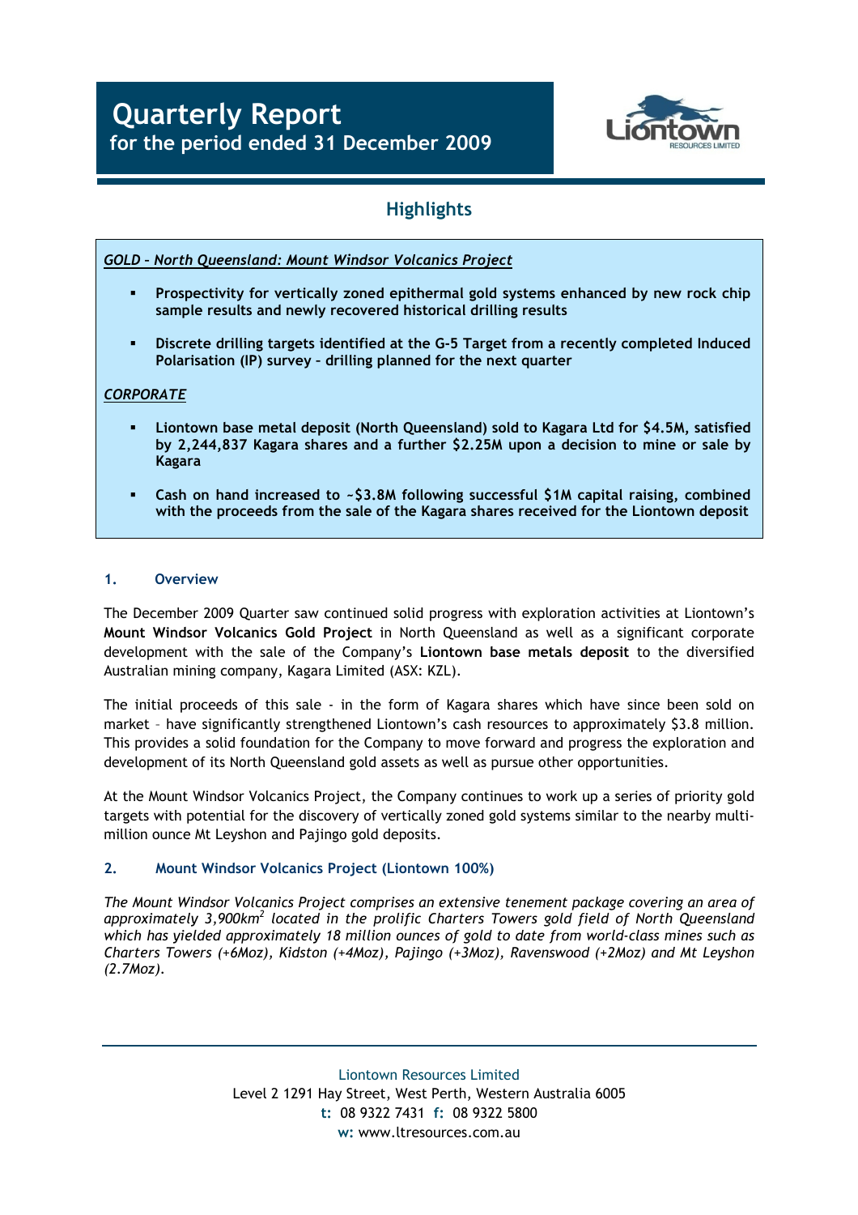# Quarterly Report
## for the period ended 31 December 2009

## Highlights

***GOLD – North Queensland: Mount Windsor Volcanics Project***

- **Prospectivity for vertically zoned epithermal gold systems enhanced by new rock chip sample results and newly recovered historical drilling results**
- **Discrete drilling targets identified at the G-5 Target from a recently completed Induced Polarisation (IP) survey – drilling planned for the next quarter**

***CORPORATE***

- **Liontown base metal deposit (North Queensland) sold to Kagara Ltd for $4.5M, satisfied by 2,244,837 Kagara shares and a further $2.25M upon a decision to mine or sale by Kagara**
- **Cash on hand increased to ~$3.8M following successful $1M capital raising, combined with the proceeds from the sale of the Kagara shares received for the Liontown deposit**

### 1. Overview

The December 2009 Quarter saw continued solid progress with exploration activities at Liontown's **Mount Windsor Volcanics Gold Project** in North Queensland as well as a significant corporate development with the sale of the Company's **Liontown base metals deposit** to the diversified Australian mining company, Kagara Limited (ASX: KZL).

The initial proceeds of this sale - in the form of Kagara shares which have since been sold on market – have significantly strengthened Liontown's cash resources to approximately $3.8 million. This provides a solid foundation for the Company to move forward and progress the exploration and development of its North Queensland gold assets as well as pursue other opportunities.

At the Mount Windsor Volcanics Project, the Company continues to work up a series of priority gold targets with potential for the discovery of vertically zoned gold systems similar to the nearby multi-million ounce Mt Leyshon and Pajingo gold deposits.

### 2. Mount Windsor Volcanics Project (Liontown 100%)

*The Mount Windsor Volcanics Project comprises an extensive tenement package covering an area of approximately 3,900km$^2$ located in the prolific Charters Towers gold field of North Queensland which has yielded approximately 18 million ounces of gold to date from world-class mines such as Charters Towers (+6Moz), Kidston (+4Moz), Pajingo (+3Moz), Ravenswood (+2Moz) and Mt Leyshon (2.7Moz).*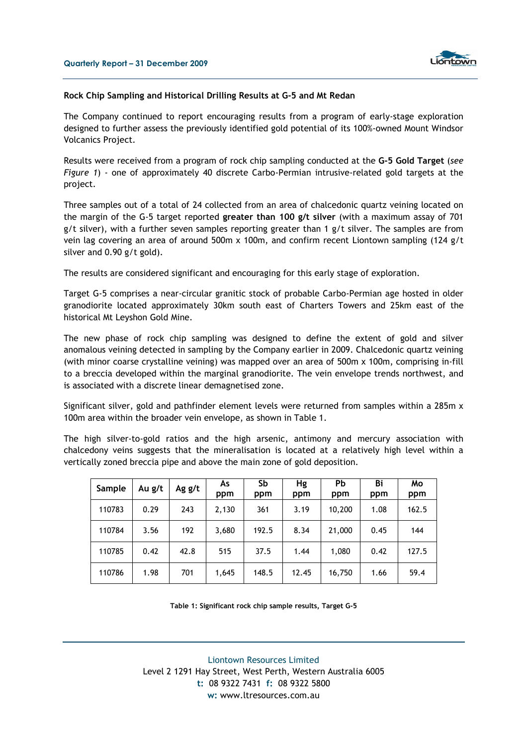**Rock Chip Sampling and Historical Drilling Results at G-5 and Mt Redan**

The Company continued to report encouraging results from a program of early-stage exploration designed to further assess the previously identified gold potential of its 100%-owned Mount Windsor Volcanics Project.

Results were received from a program of rock chip sampling conducted at the **G-5 Gold Target** (*see Figure 1*) - one of approximately 40 discrete Carbo-Permian intrusive-related gold targets at the project.

Three samples out of a total of 24 collected from an area of chalcedonic quartz veining located on the margin of the G-5 target reported **greater than 100 g/t silver** (with a maximum assay of 701 g/t silver), with a further seven samples reporting greater than 1 g/t silver. The samples are from vein lag covering an area of around 500m x 100m, and confirm recent Liontown sampling (124 g/t silver and 0.90 g/t gold).

The results are considered significant and encouraging for this early stage of exploration.

Target G-5 comprises a near-circular granitic stock of probable Carbo-Permian age hosted in older granodiorite located approximately 30km south east of Charters Towers and 25km east of the historical Mt Leyshon Gold Mine.

The new phase of rock chip sampling was designed to define the extent of gold and silver anomalous veining detected in sampling by the Company earlier in 2009. Chalcedonic quartz veining (with minor coarse crystalline veining) was mapped over an area of 500m x 100m, comprising in-fill to a breccia developed within the marginal granodiorite. The vein envelope trends northwest, and is associated with a discrete linear demagnetised zone.

Significant silver, gold and pathfinder element levels were returned from samples within a 285m x 100m area within the broader vein envelope, as shown in Table 1.

The high silver-to-gold ratios and the high arsenic, antimony and mercury association with chalcedony veins suggests that the mineralisation is located at a relatively high level within a vertically zoned breccia pipe and above the main zone of gold deposition.

| Sample | Au g/t | Ag g/t | As ppm | Sb ppm | Hg ppm | Pb ppm | Bi ppm | Mo ppm |
|---|---|---|---|---|---|---|---|---|
| 110783 | 0.29 | 243 | 2,130 | 361 | 3.19 | 10,200 | 1.08 | 162.5 |
| 110784 | 3.56 | 192 | 3,680 | 192.5 | 8.34 | 21,000 | 0.45 | 144 |
| 110785 | 0.42 | 42.8 | 515 | 37.5 | 1.44 | 1,080 | 0.42 | 127.5 |
| 110786 | 1.98 | 701 | 1,645 | 148.5 | 12.45 | 16,750 | 1.66 | 59.4 |

**Table 1: Significant rock chip sample results, Target G-5**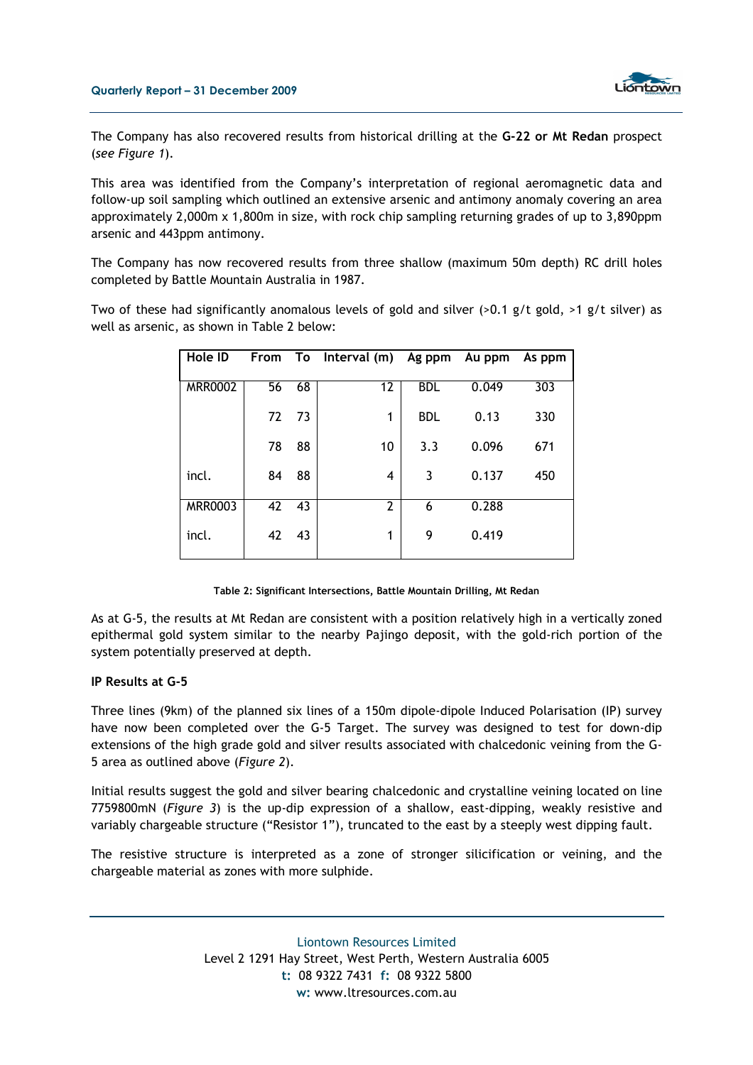The Company has also recovered results from historical drilling at the **G-22 or Mt Redan** prospect (*see Figure 1*).

This area was identified from the Company's interpretation of regional aeromagnetic data and follow-up soil sampling which outlined an extensive arsenic and antimony anomaly covering an area approximately 2,000m x 1,800m in size, with rock chip sampling returning grades of up to 3,890ppm arsenic and 443ppm antimony.

The Company has now recovered results from three shallow (maximum 50m depth) RC drill holes completed by Battle Mountain Australia in 1987.

Two of these had significantly anomalous levels of gold and silver (>0.1 g/t gold, >1 g/t silver) as well as arsenic, as shown in Table 2 below:

| Hole ID | From | To | Interval (m) | Ag ppm | Au ppm | As ppm |
|---|---|---|---|---|---|---|
| MRR0002 | 56 | 68 | 12 | BDL | 0.049 | 303 |
| | 72 | 73 | 1 | BDL | 0.13 | 330 |
| | 78 | 88 | 10 | 3.3 | 0.096 | 671 |
| incl. | 84 | 88 | 4 | 3 | 0.137 | 450 |
| MRR0003 | 42 | 43 | 2 | 6 | 0.288 | |
| incl. | 42 | 43 | 1 | 9 | 0.419 | |

**Table 2: Significant Intersections, Battle Mountain Drilling, Mt Redan**

As at G-5, the results at Mt Redan are consistent with a position relatively high in a vertically zoned epithermal gold system similar to the nearby Pajingo deposit, with the gold-rich portion of the system potentially preserved at depth.

**IP Results at G-5**

Three lines (9km) of the planned six lines of a 150m dipole-dipole Induced Polarisation (IP) survey have now been completed over the G-5 Target. The survey was designed to test for down-dip extensions of the high grade gold and silver results associated with chalcedonic veining from the G-5 area as outlined above (*Figure 2*).

Initial results suggest the gold and silver bearing chalcedonic and crystalline veining located on line 7759800mN (*Figure 3*) is the up-dip expression of a shallow, east-dipping, weakly resistive and variably chargeable structure ("Resistor 1"), truncated to the east by a steeply west dipping fault.

The resistive structure is interpreted as a zone of stronger silicification or veining, and the chargeable material as zones with more sulphide.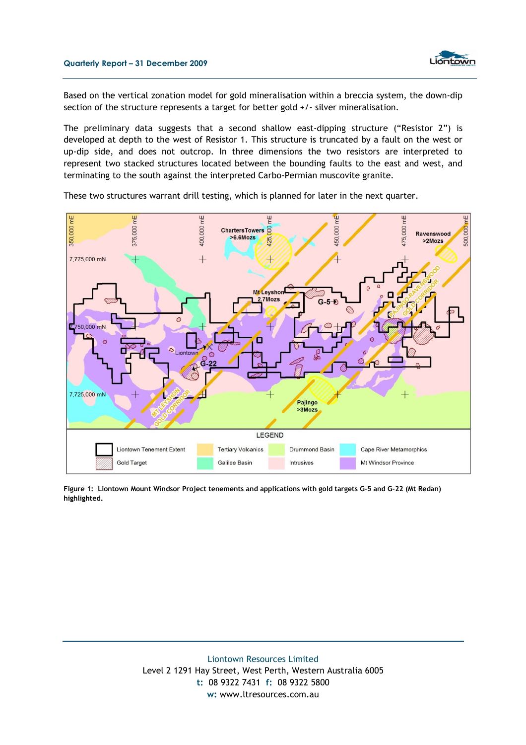Based on the vertical zonation model for gold mineralisation within a breccia system, the down-dip section of the structure represents a target for better gold +/- silver mineralisation.

The preliminary data suggests that a second shallow east-dipping structure ("Resistor 2") is developed at depth to the west of Resistor 1. This structure is truncated by a fault on the west or up-dip side, and does not outcrop. In three dimensions the two resistors are interpreted to represent two stacked structures located between the bounding faults to the east and west, and terminating to the south against the interpreted Carbo-Permian muscovite granite.

These two structures warrant drill testing, which is planned for later in the next quarter.

**Figure 1: Liontown Mount Windsor Project tenements and applications with gold targets G-5 and G-22 (Mt Redan) highlighted.**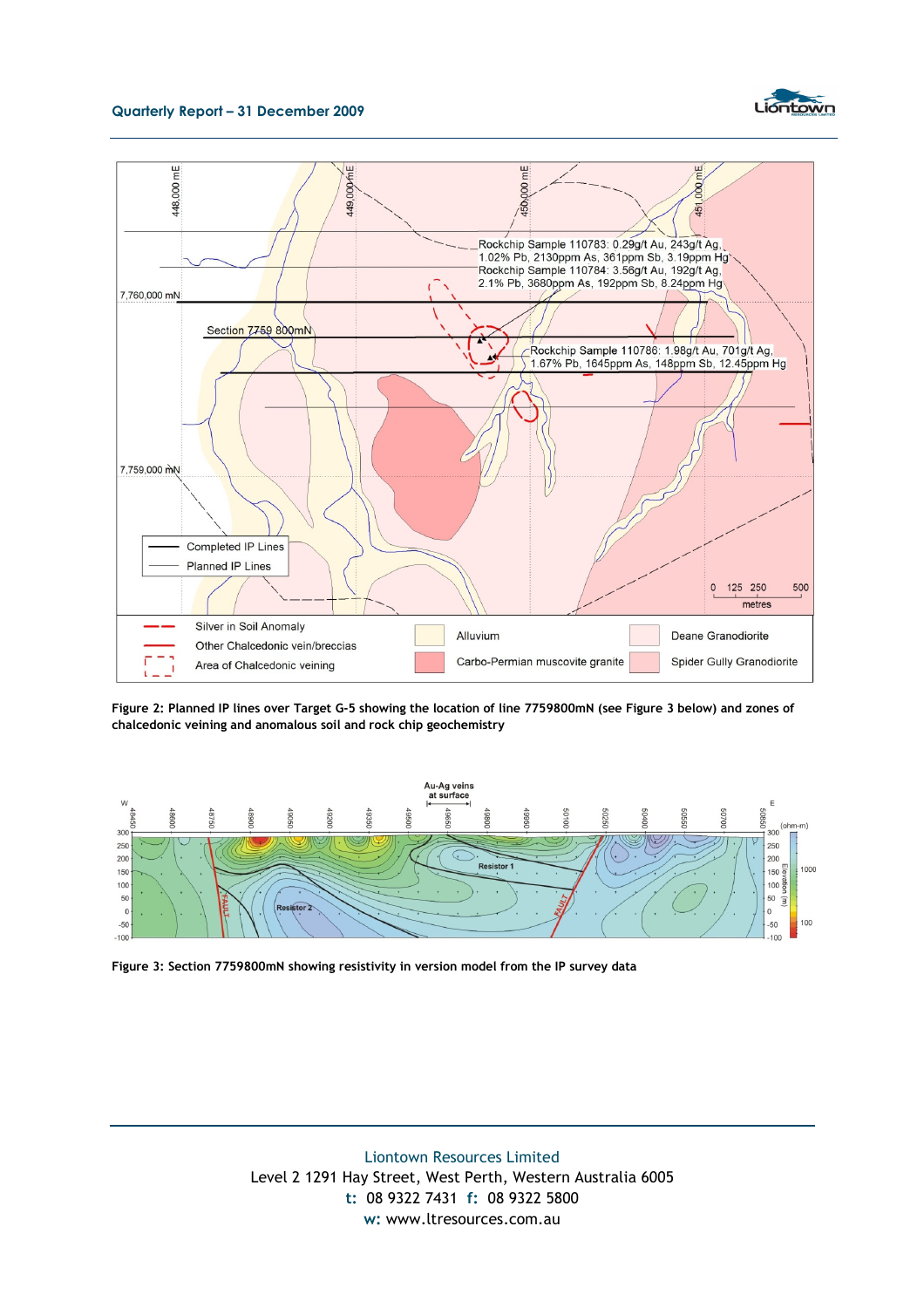Figure 2: Planned IP lines over Target G-5 showing the location of line 7759800mN (see Figure 3 below) and zones of chalcedonic veining and anomalous soil and rock chip geochemistry

Figure 3: Section 7759800mN showing resistivity in version model from the IP survey data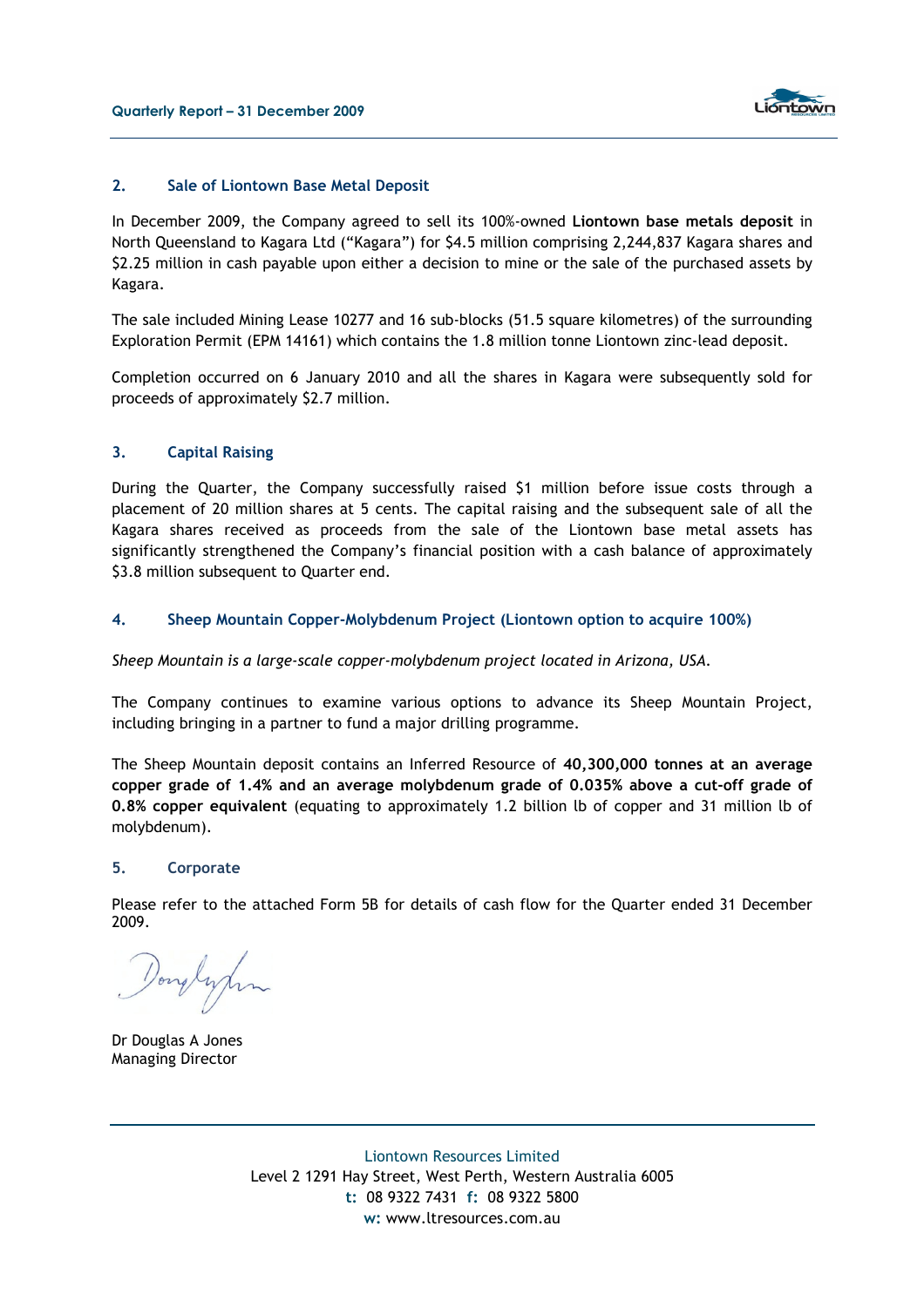## 2. Sale of Liontown Base Metal Deposit

In December 2009, the Company agreed to sell its 100%-owned **Liontown base metals deposit** in North Queensland to Kagara Ltd ("Kagara") for $4.5 million comprising 2,244,837 Kagara shares and $2.25 million in cash payable upon either a decision to mine or the sale of the purchased assets by Kagara.

The sale included Mining Lease 10277 and 16 sub-blocks (51.5 square kilometres) of the surrounding Exploration Permit (EPM 14161) which contains the 1.8 million tonne Liontown zinc-lead deposit.

Completion occurred on 6 January 2010 and all the shares in Kagara were subsequently sold for proceeds of approximately $2.7 million.

## 3. Capital Raising

During the Quarter, the Company successfully raised $1 million before issue costs through a placement of 20 million shares at 5 cents. The capital raising and the subsequent sale of all the Kagara shares received as proceeds from the sale of the Liontown base metal assets has significantly strengthened the Company's financial position with a cash balance of approximately $3.8 million subsequent to Quarter end.

## 4. Sheep Mountain Copper-Molybdenum Project (Liontown option to acquire 100%)

*Sheep Mountain is a large-scale copper-molybdenum project located in Arizona, USA.*

The Company continues to examine various options to advance its Sheep Mountain Project, including bringing in a partner to fund a major drilling programme.

The Sheep Mountain deposit contains an Inferred Resource of **40,300,000 tonnes at an average copper grade of 1.4% and an average molybdenum grade of 0.035% above a cut-off grade of 0.8% copper equivalent** (equating to approximately 1.2 billion lb of copper and 31 million lb of molybdenum).

## 5. Corporate

Please refer to the attached Form 5B for details of cash flow for the Quarter ended 31 December 2009.

Dr Douglas A Jones
Managing Director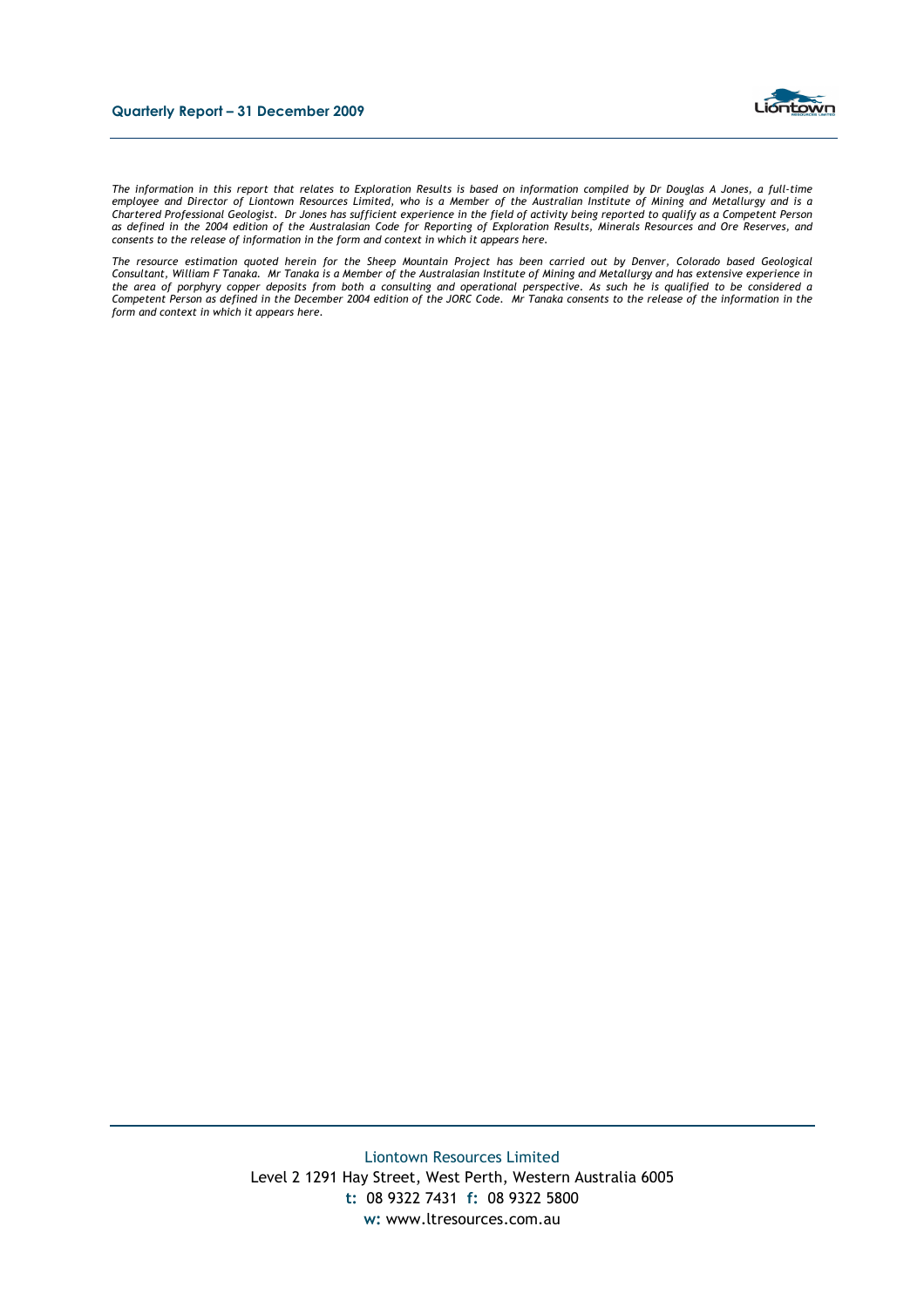*The information in this report that relates to Exploration Results is based on information compiled by Dr Douglas A Jones, a full-time employee and Director of Liontown Resources Limited, who is a Member of the Australian Institute of Mining and Metallurgy and is a Chartered Professional Geologist. Dr Jones has sufficient experience in the field of activity being reported to qualify as a Competent Person as defined in the 2004 edition of the Australasian Code for Reporting of Exploration Results, Minerals Resources and Ore Reserves, and consents to the release of information in the form and context in which it appears here.*

*The resource estimation quoted herein for the Sheep Mountain Project has been carried out by Denver, Colorado based Geological Consultant, William F Tanaka. Mr Tanaka is a Member of the Australasian Institute of Mining and Metallurgy and has extensive experience in the area of porphyry copper deposits from both a consulting and operational perspective. As such he is qualified to be considered a Competent Person as defined in the December 2004 edition of the JORC Code. Mr Tanaka consents to the release of the information in the form and context in which it appears here.*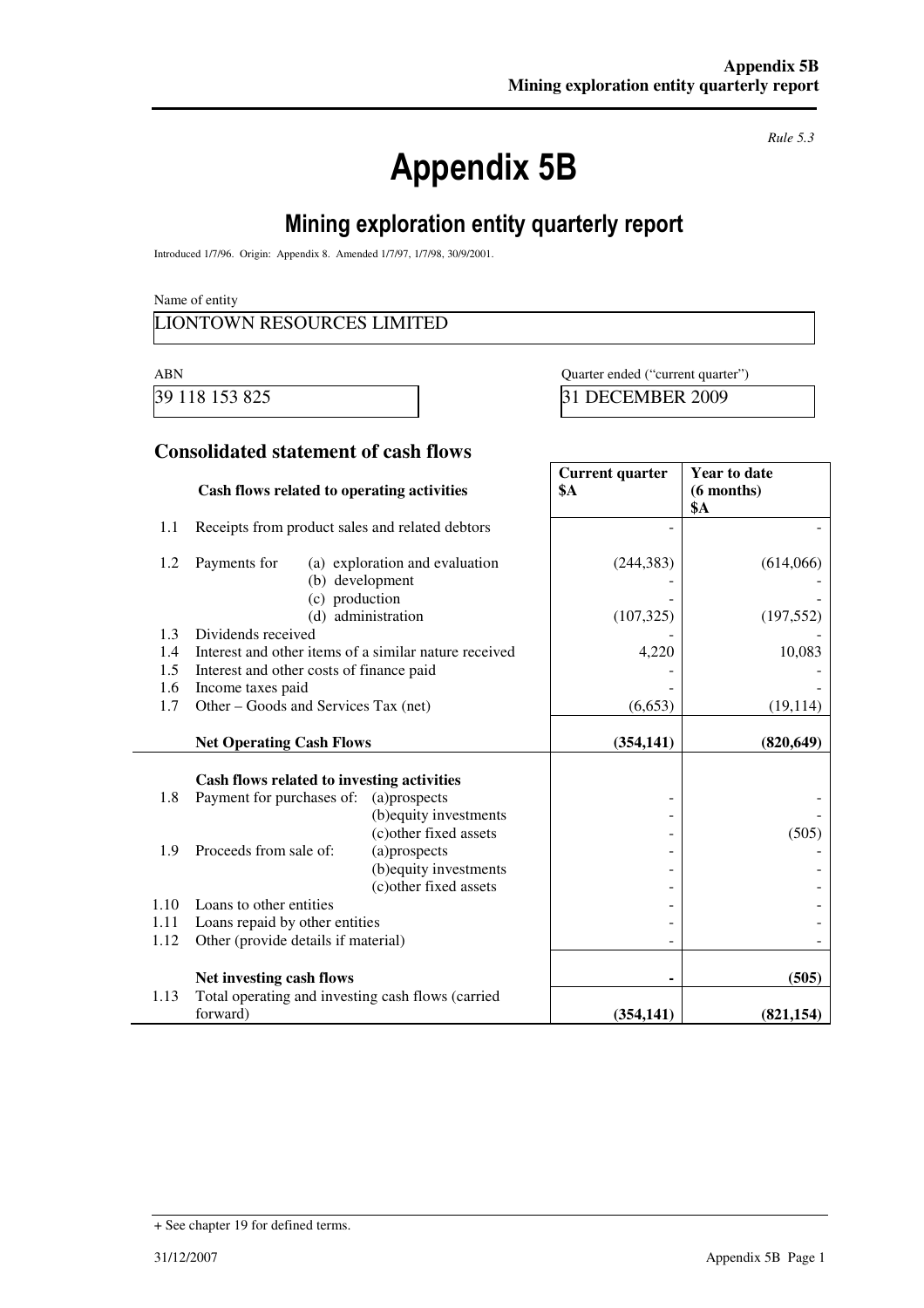*Rule 5.3*

# Appendix 5B

## Mining exploration entity quarterly report

Introduced 1/7/96. Origin: Appendix 8. Amended 1/7/97, 1/7/98, 30/9/2001.

Name of entity

LIONTOWN RESOURCES LIMITED

| ABN | Quarter ended ("current quarter") |
|---|---|
| 39 118 153 825 | 31 DECEMBER 2009 |

### Consolidated statement of cash flows

| | Cash flows related to operating activities | Current quarter $A | Year to date (6 months) $A |
|---|---|---|---|
| 1.1 | Receipts from product sales and related debtors | - | - |
| 1.2 | Payments for (a) exploration and evaluation | (244,383) | (614,066) |
| | (b) development | - | - |
| | (c) production | - | - |
| | (d) administration | (107,325) | (197,552) |
| 1.3 | Dividends received | - | - |
| 1.4 | Interest and other items of a similar nature received | 4,220 | 10,083 |
| 1.5 | Interest and other costs of finance paid | - | - |
| 1.6 | Income taxes paid | - | - |
| 1.7 | Other – Goods and Services Tax (net) | (6,653) | (19,114) |
| | **Net Operating Cash Flows** | **(354,141)** | **(820,649)** |
| | **Cash flows related to investing activities** | | |
| 1.8 | Payment for purchases of: (a)prospects | - | - |
| | (b)equity investments | - | - |
| | (c)other fixed assets | - | (505) |
| 1.9 | Proceeds from sale of: (a)prospects | - | - |
| | (b)equity investments | - | - |
| | (c)other fixed assets | - | - |
| 1.10 | Loans to other entities | - | - |
| 1.11 | Loans repaid by other entities | - | - |
| 1.12 | Other (provide details if material) | - | - |
| | **Net investing cash flows** | **-** | **(505)** |
| 1.13 | Total operating and investing cash flows (carried forward) | **(354,141)** | **(821,154)** |

+ See chapter 19 for defined terms.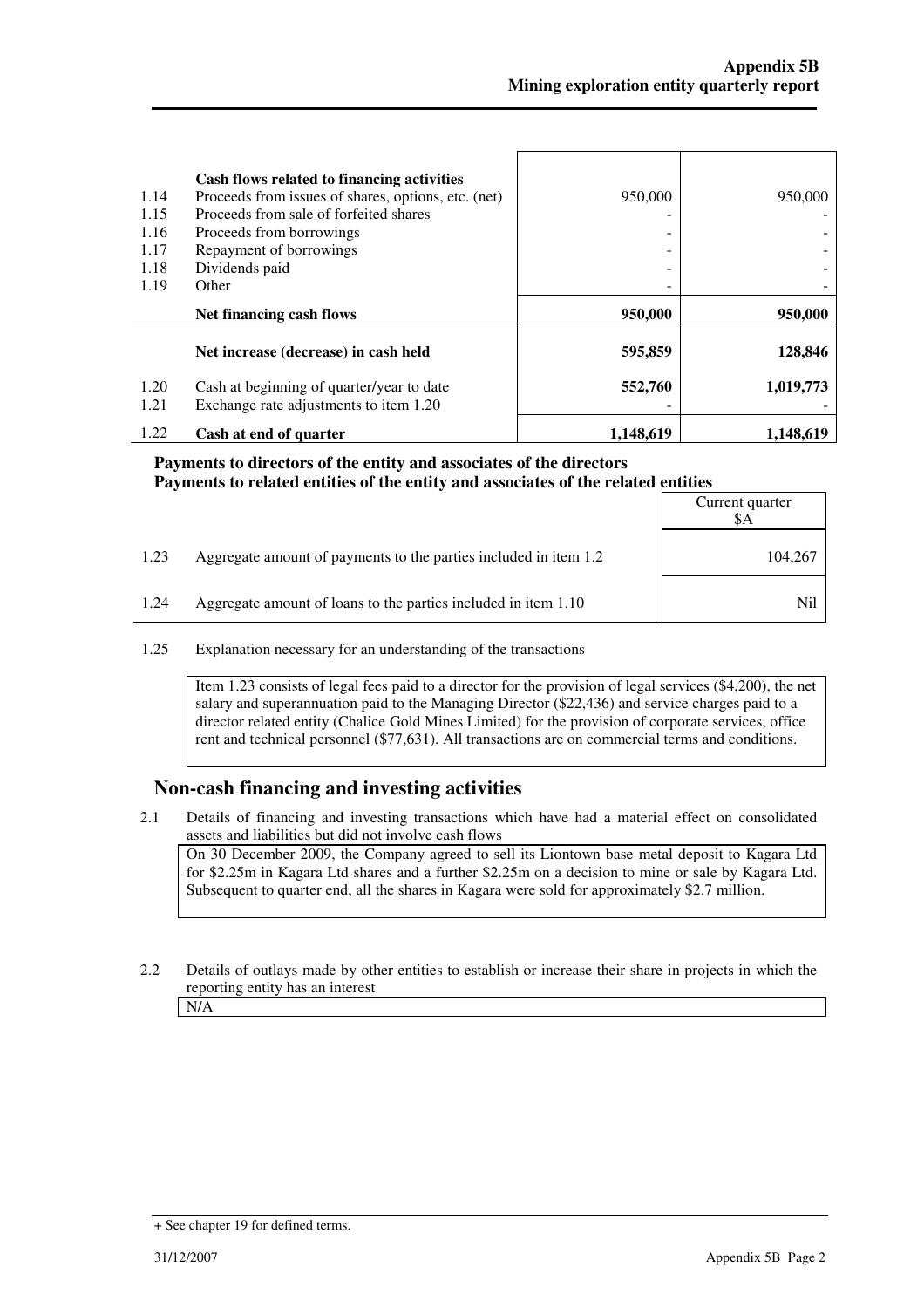| | | | |
|---|---|---|---|
| | **Cash flows related to financing activities** | | |
| 1.14 | Proceeds from issues of shares, options, etc. (net) | 950,000 | 950,000 |
| 1.15 | Proceeds from sale of forfeited shares | - | - |
| 1.16 | Proceeds from borrowings | - | - |
| 1.17 | Repayment of borrowings | - | - |
| 1.18 | Dividends paid | - | - |
| 1.19 | Other | - | - |
| | **Net financing cash flows** | **950,000** | **950,000** |
| | **Net increase (decrease) in cash held** | **595,859** | **128,846** |
| 1.20 | Cash at beginning of quarter/year to date | **552,760** | **1,019,773** |
| 1.21 | Exchange rate adjustments to item 1.20 | - | - |
| 1.22 | **Cash at end of quarter** | **1,148,619** | **1,148,619** |

**Payments to directors of the entity and associates of the directors**
**Payments to related entities of the entity and associates of the related entities**

| | | Current quarter $A |
|---|---|---|
| 1.23 | Aggregate amount of payments to the parties included in item 1.2 | 104,267 |
| 1.24 | Aggregate amount of loans to the parties included in item 1.10 | Nil |

1.25 Explanation necessary for an understanding of the transactions

Item 1.23 consists of legal fees paid to a director for the provision of legal services ($4,200), the net salary and superannuation paid to the Managing Director ($22,436) and service charges paid to a director related entity (Chalice Gold Mines Limited) for the provision of corporate services, office rent and technical personnel ($77,631). All transactions are on commercial terms and conditions.

## Non-cash financing and investing activities

2.1 Details of financing and investing transactions which have had a material effect on consolidated assets and liabilities but did not involve cash flows

On 30 December 2009, the Company agreed to sell its Liontown base metal deposit to Kagara Ltd for $2.25m in Kagara Ltd shares and a further $2.25m on a decision to mine or sale by Kagara Ltd. Subsequent to quarter end, all the shares in Kagara were sold for approximately $2.7 million.

2.2 Details of outlays made by other entities to establish or increase their share in projects in which the reporting entity has an interest

N/A

+ See chapter 19 for defined terms.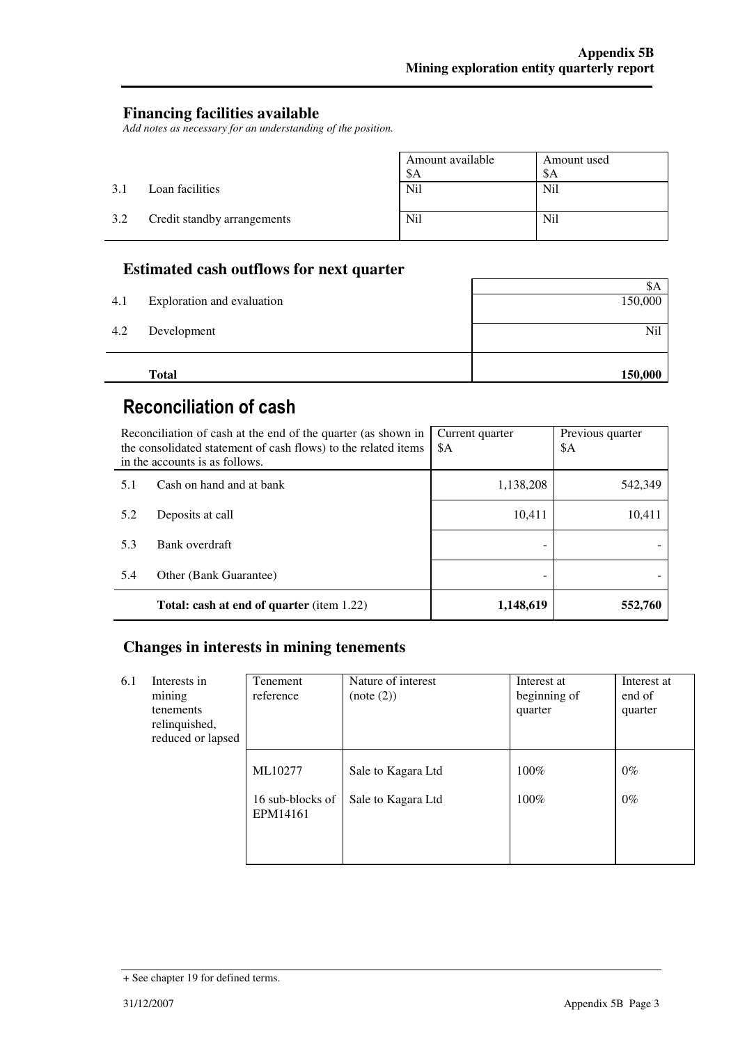## Financing facilities available

*Add notes as necessary for an understanding of the position.*

| | | Amount available $A | Amount used $A |
|---|---|---|---|
| 3.1 | Loan facilities | Nil | Nil |
| 3.2 | Credit standby arrangements | Nil | Nil |

## Estimated cash outflows for next quarter

| | | $A |
|---|---|---|
| 4.1 | Exploration and evaluation | 150,000 |
| 4.2 | Development | Nil |
| | **Total** | **150,000** |

# Reconciliation of cash

| Reconciliation of cash at the end of the quarter (as shown in the consolidated statement of cash flows) to the related items in the accounts is as follows. | | Current quarter $A | Previous quarter $A |
|---|---|---|---|
| 5.1 | Cash on hand and at bank | 1,138,208 | 542,349 |
| 5.2 | Deposits at call | 10,411 | 10,411 |
| 5.3 | Bank overdraft | - | - |
| 5.4 | Other (Bank Guarantee) | - | - |
| | **Total: cash at end of quarter** (item 1.22) | **1,148,619** | **552,760** |

## Changes in interests in mining tenements

| | | Tenement reference | Nature of interest (note (2)) | Interest at beginning of quarter | Interest at end of quarter |
|---|---|---|---|---|---|
| 6.1 | Interests in mining tenements relinquished, reduced or lapsed | ML10277 | Sale to Kagara Ltd | 100% | 0% |
| | | 16 sub-blocks of EPM14161 | Sale to Kagara Ltd | 100% | 0% |

+ See chapter 19 for defined terms.

31/12/2007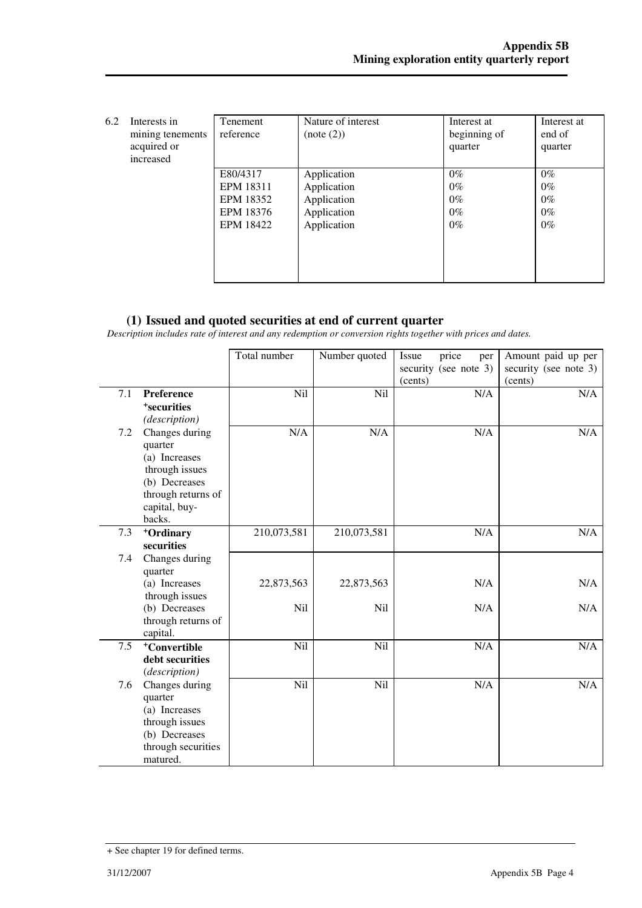| 6.2 | Interests in mining tenements acquired or increased | Tenement reference | Nature of interest (note (2)) | Interest at beginning of quarter | Interest at end of quarter |
|---|---|---|---|---|---|
| | | E80/4317 | Application | 0% | 0% |
| | | EPM 18311 | Application | 0% | 0% |
| | | EPM 18352 | Application | 0% | 0% |
| | | EPM 18376 | Application | 0% | 0% |
| | | EPM 18422 | Application | 0% | 0% |

## (1) Issued and quoted securities at end of current quarter

*Description includes rate of interest and any redemption or conversion rights together with prices and dates.*

| | | Total number | Number quoted | Issue price per security (see note 3) (cents) | Amount paid up per security (see note 3) (cents) |
|---|---|---|---|---|---|
| 7.1 | **Preference +securities** *(description)* | Nil | Nil | N/A | N/A |
| 7.2 | Changes during quarter (a) Increases through issues (b) Decreases through returns of capital, buy-backs. | N/A | N/A | N/A | N/A |
| 7.3 | **+Ordinary securities** | 210,073,581 | 210,073,581 | N/A | N/A |
| 7.4 | Changes during quarter (a) Increases through issues | 22,873,563 | 22,873,563 | N/A | N/A |
| | (b) Decreases through returns of capital. | Nil | Nil | N/A | N/A |
| 7.5 | **+Convertible debt securities** *(description)* | Nil | Nil | N/A | N/A |
| 7.6 | Changes during quarter (a) Increases through issues (b) Decreases through securities matured. | Nil | Nil | N/A | N/A |

+ See chapter 19 for defined terms.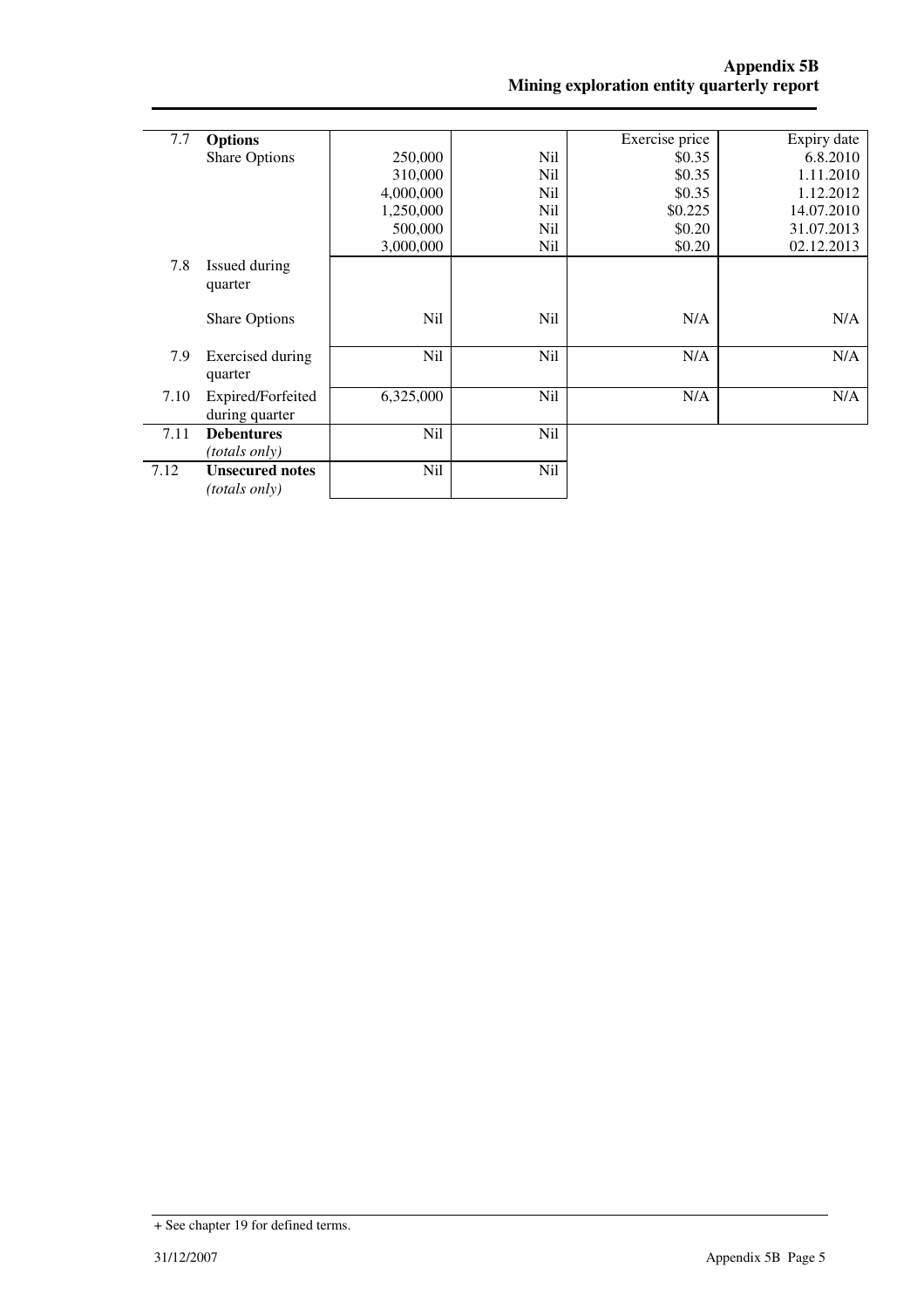| | | | | Exercise price | Expiry date |
|---|---|---|---|---|---|
| 7.7 | **Options** | | | | |
| | Share Options | 250,000 | Nil | \$0.35 | 6.8.2010 |
| | | 310,000 | Nil | \$0.35 | 1.11.2010 |
| | | 4,000,000 | Nil | \$0.35 | 1.12.2012 |
| | | 1,250,000 | Nil | \$0.225 | 14.07.2010 |
| | | 500,000 | Nil | \$0.20 | 31.07.2013 |
| | | 3,000,000 | Nil | \$0.20 | 02.12.2013 |
| 7.8 | Issued during quarter | | | | |
| | Share Options | Nil | Nil | N/A | N/A |
| 7.9 | Exercised during quarter | Nil | Nil | N/A | N/A |
| 7.10 | Expired/Forfeited during quarter | 6,325,000 | Nil | N/A | N/A |
| 7.11 | **Debentures** *(totals only)* | Nil | Nil | | |
| 7.12 | **Unsecured notes** *(totals only)* | Nil | Nil | | |

+ See chapter 19 for defined terms.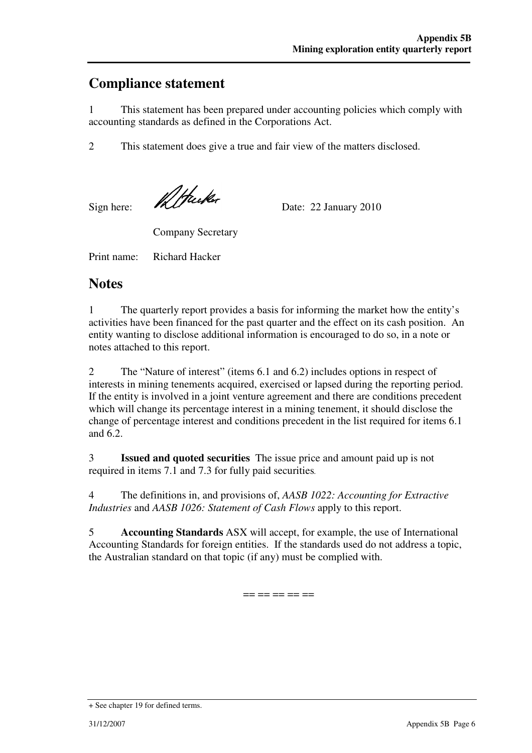## Compliance statement

1 This statement has been prepared under accounting policies which comply with accounting standards as defined in the Corporations Act.

2 This statement does give a true and fair view of the matters disclosed.

Sign here: Date: 22 January 2010

Company Secretary

Print name: Richard Hacker

## Notes

1 The quarterly report provides a basis for informing the market how the entity's activities have been financed for the past quarter and the effect on its cash position. An entity wanting to disclose additional information is encouraged to do so, in a note or notes attached to this report.

2 The "Nature of interest" (items 6.1 and 6.2) includes options in respect of interests in mining tenements acquired, exercised or lapsed during the reporting period. If the entity is involved in a joint venture agreement and there are conditions precedent which will change its percentage interest in a mining tenement, it should disclose the change of percentage interest and conditions precedent in the list required for items 6.1 and 6.2.

3 **Issued and quoted securities** The issue price and amount paid up is not required in items 7.1 and 7.3 for fully paid securities.

4 The definitions in, and provisions of, *AASB 1022: Accounting for Extractive Industries* and *AASB 1026: Statement of Cash Flows* apply to this report.

5 **Accounting Standards** ASX will accept, for example, the use of International Accounting Standards for foreign entities. If the standards used do not address a topic, the Australian standard on that topic (if any) must be complied with.

== == == == ==

+ See chapter 19 for defined terms.